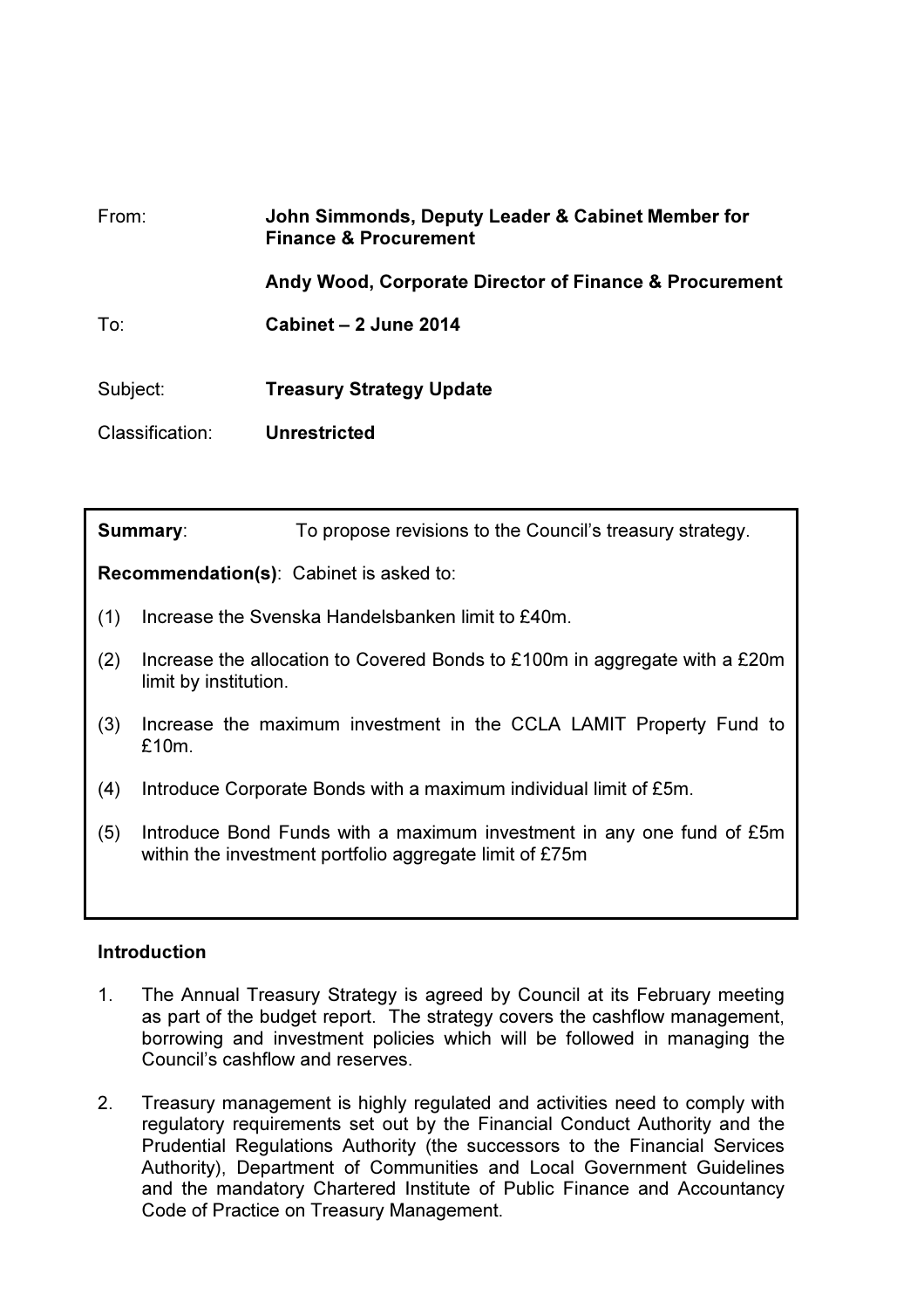From: **John Simmonds, Deputy Leader & Cabinet Member for Finance & Procurement**

**Andy Wood, Corporate Director of Finance & Procurement**

To: **Cabinet – 2 June 2014**

Subject: **Treasury Strategy Update**

Classification: **Unrestricted**

---

**Summary**: To propose revisions to the Council's treasury strategy.

**Recommendation(s)**: Cabinet is asked to:

(1) Increase the Svenska Handelsbanken limit to £40m.

(2) Increase the allocation to Covered Bonds to £100m in aggregate with a £20m limit by institution.

(3) Increase the maximum investment in the CCLA LAMIT Property Fund to £10m.

(4) Introduce Corporate Bonds with a maximum individual limit of £5m.

(5) Introduce Bond Funds with a maximum investment in any one fund of £5m within the investment portfolio aggregate limit of £75m

---

**Introduction**

1. The Annual Treasury Strategy is agreed by Council at its February meeting as part of the budget report. The strategy covers the cashflow management, borrowing and investment policies which will be followed in managing the Council's cashflow and reserves.

2. Treasury management is highly regulated and activities need to comply with regulatory requirements set out by the Financial Conduct Authority and the Prudential Regulations Authority (the successors to the Financial Services Authority), Department of Communities and Local Government Guidelines and the mandatory Chartered Institute of Public Finance and Accountancy Code of Practice on Treasury Management.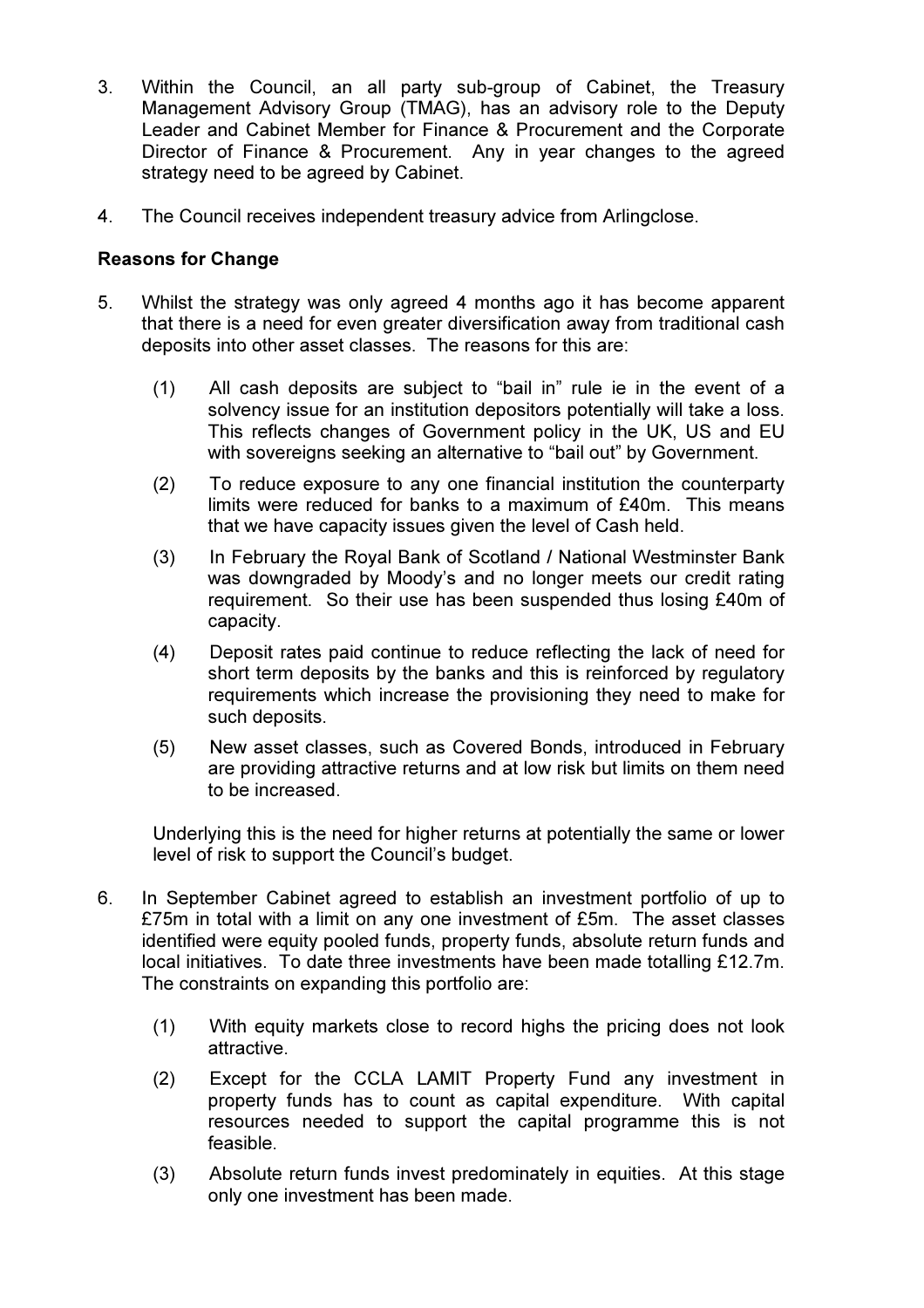3. Within the Council, an all party sub-group of Cabinet, the Treasury Management Advisory Group (TMAG), has an advisory role to the Deputy Leader and Cabinet Member for Finance & Procurement and the Corporate Director of Finance & Procurement. Any in year changes to the agreed strategy need to be agreed by Cabinet.

4. The Council receives independent treasury advice from Arlingclose.

**Reasons for Change**

5. Whilst the strategy was only agreed 4 months ago it has become apparent that there is a need for even greater diversification away from traditional cash deposits into other asset classes. The reasons for this are:

   (1) All cash deposits are subject to "bail in" rule ie in the event of a solvency issue for an institution depositors potentially will take a loss. This reflects changes of Government policy in the UK, US and EU with sovereigns seeking an alternative to "bail out" by Government.

   (2) To reduce exposure to any one financial institution the counterparty limits were reduced for banks to a maximum of £40m. This means that we have capacity issues given the level of Cash held.

   (3) In February the Royal Bank of Scotland / National Westminster Bank was downgraded by Moody's and no longer meets our credit rating requirement. So their use has been suspended thus losing £40m of capacity.

   (4) Deposit rates paid continue to reduce reflecting the lack of need for short term deposits by the banks and this is reinforced by regulatory requirements which increase the provisioning they need to make for such deposits.

   (5) New asset classes, such as Covered Bonds, introduced in February are providing attractive returns and at low risk but limits on them need to be increased.

   Underlying this is the need for higher returns at potentially the same or lower level of risk to support the Council's budget.

6. In September Cabinet agreed to establish an investment portfolio of up to £75m in total with a limit on any one investment of £5m. The asset classes identified were equity pooled funds, property funds, absolute return funds and local initiatives. To date three investments have been made totalling £12.7m. The constraints on expanding this portfolio are:

   (1) With equity markets close to record highs the pricing does not look attractive.

   (2) Except for the CCLA LAMIT Property Fund any investment in property funds has to count as capital expenditure. With capital resources needed to support the capital programme this is not feasible.

   (3) Absolute return funds invest predominately in equities. At this stage only one investment has been made.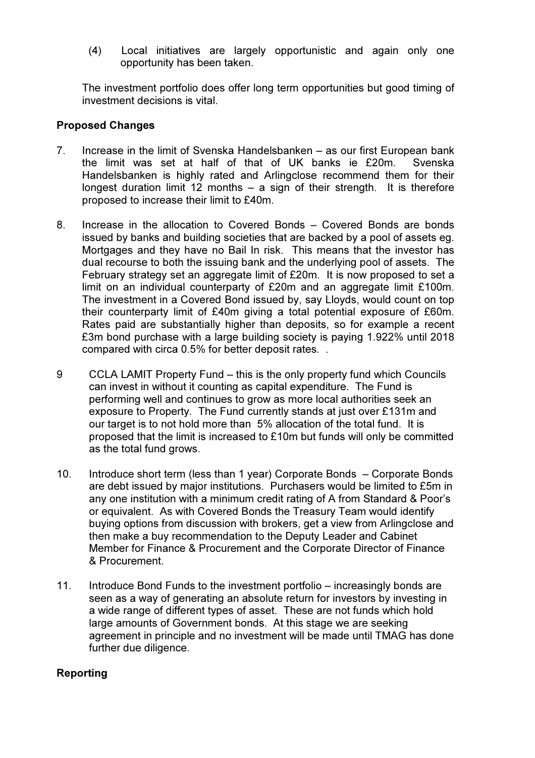(4) Local initiatives are largely opportunistic and again only one opportunity has been taken.

The investment portfolio does offer long term opportunities but good timing of investment decisions is vital.

**Proposed Changes**

7. Increase in the limit of Svenska Handelsbanken – as our first European bank the limit was set at half of that of UK banks ie £20m. Svenska Handelsbanken is highly rated and Arlingclose recommend them for their longest duration limit 12 months – a sign of their strength. It is therefore proposed to increase their limit to £40m.

8. Increase in the allocation to Covered Bonds – Covered Bonds are bonds issued by banks and building societies that are backed by a pool of assets eg. Mortgages and they have no Bail In risk. This means that the investor has dual recourse to both the issuing bank and the underlying pool of assets. The February strategy set an aggregate limit of £20m. It is now proposed to set a limit on an individual counterparty of £20m and an aggregate limit £100m. The investment in a Covered Bond issued by, say Lloyds, would count on top their counterparty limit of £40m giving a total potential exposure of £60m. Rates paid are substantially higher than deposits, so for example a recent £3m bond purchase with a large building society is paying 1.922% until 2018 compared with circa 0.5% for better deposit rates. .

9 CCLA LAMIT Property Fund – this is the only property fund which Councils can invest in without it counting as capital expenditure. The Fund is performing well and continues to grow as more local authorities seek an exposure to Property. The Fund currently stands at just over £131m and our target is to not hold more than 5% allocation of the total fund. It is proposed that the limit is increased to £10m but funds will only be committed as the total fund grows.

10. Introduce short term (less than 1 year) Corporate Bonds – Corporate Bonds are debt issued by major institutions. Purchasers would be limited to £5m in any one institution with a minimum credit rating of A from Standard & Poor's or equivalent. As with Covered Bonds the Treasury Team would identify buying options from discussion with brokers, get a view from Arlingclose and then make a buy recommendation to the Deputy Leader and Cabinet Member for Finance & Procurement and the Corporate Director of Finance & Procurement.

11. Introduce Bond Funds to the investment portfolio – increasingly bonds are seen as a way of generating an absolute return for investors by investing in a wide range of different types of asset. These are not funds which hold large amounts of Government bonds. At this stage we are seeking agreement in principle and no investment will be made until TMAG has done further due diligence.

**Reporting**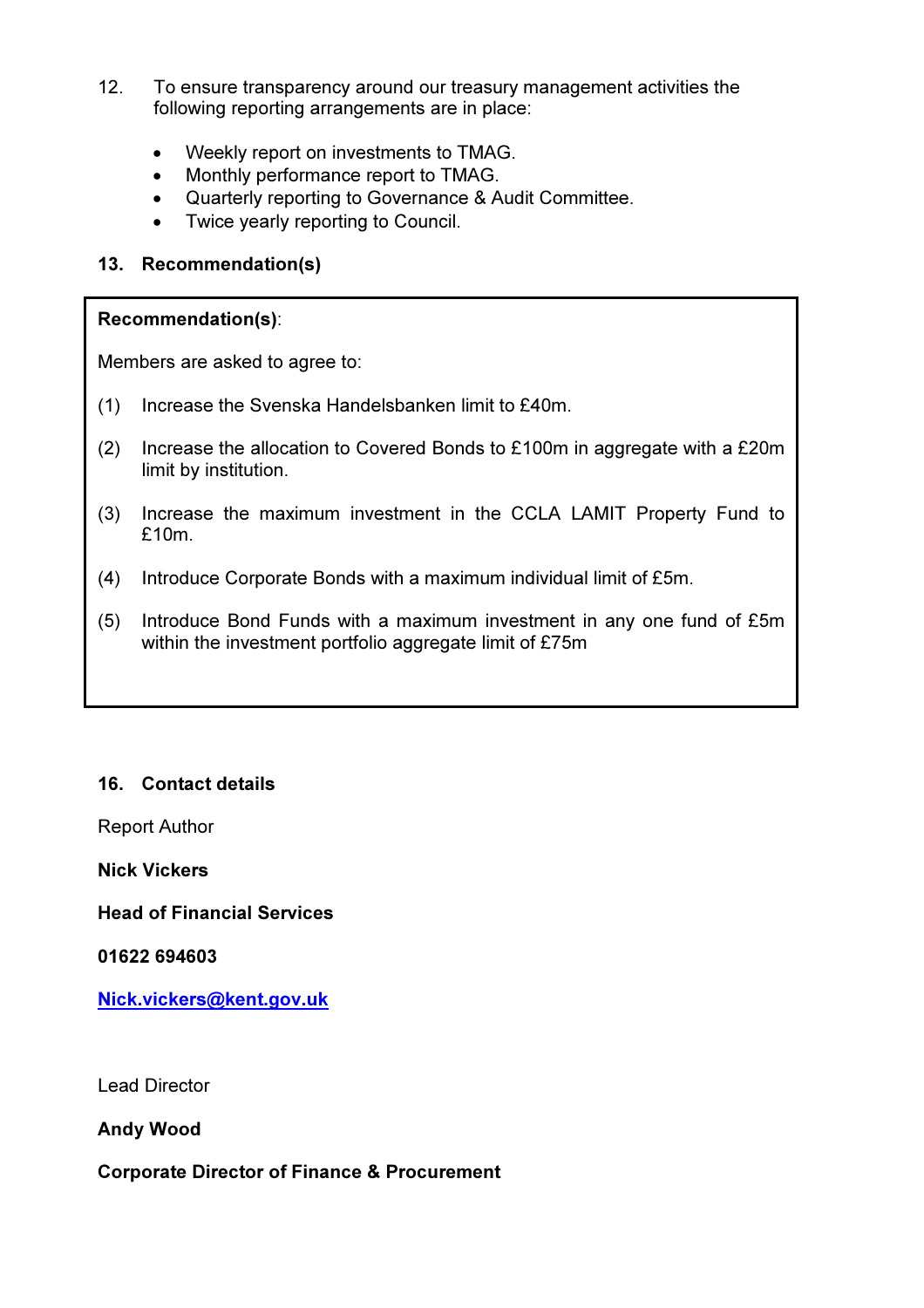12. To ensure transparency around our treasury management activities the following reporting arrangements are in place:

    - Weekly report on investments to TMAG.
    - Monthly performance report to TMAG.
    - Quarterly reporting to Governance & Audit Committee.
    - Twice yearly reporting to Council.

## 13. Recommendation(s)

**Recommendation(s)**:

Members are asked to agree to:

(1) Increase the Svenska Handelsbanken limit to £40m.

(2) Increase the allocation to Covered Bonds to £100m in aggregate with a £20m limit by institution.

(3) Increase the maximum investment in the CCLA LAMIT Property Fund to £10m.

(4) Introduce Corporate Bonds with a maximum individual limit of £5m.

(5) Introduce Bond Funds with a maximum investment in any one fund of £5m within the investment portfolio aggregate limit of £75m

## 16. Contact details

Report Author

**Nick Vickers**

**Head of Financial Services**

**01622 694603**

**Nick.vickers@kent.gov.uk**

Lead Director

**Andy Wood**

**Corporate Director of Finance & Procurement**